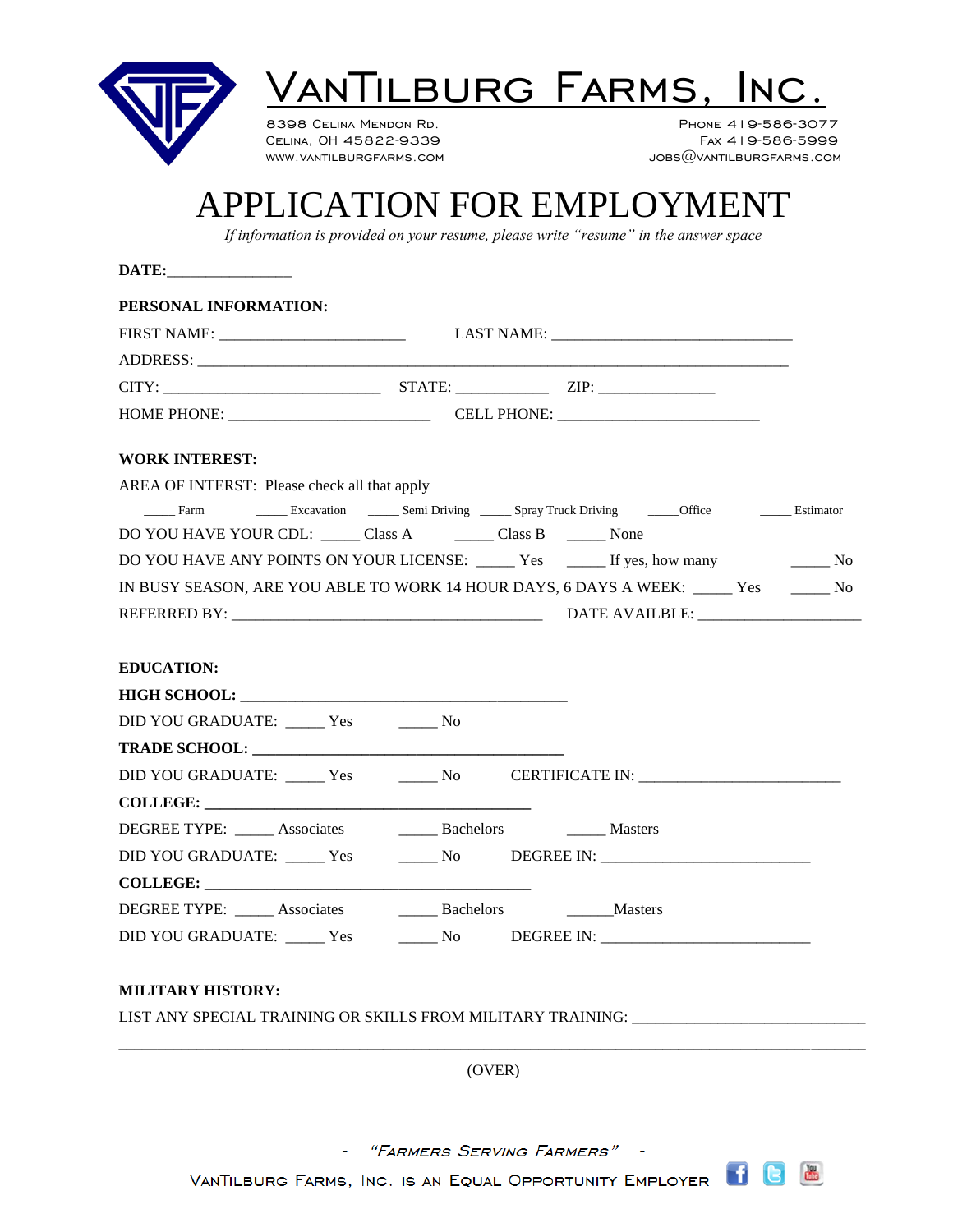# VanTilburg Farms, Inc.

8398 Celina Mendon Rd.
Celina, OH 45822-9339
www.vantilburgfarms.com

Phone 419-586-3077
Fax 419-586-5999
jobs@vantilburgfarms.com

# APPLICATION FOR EMPLOYMENT

*If information is provided on your resume, please write "resume" in the answer space*

**DATE:**________________

**PERSONAL INFORMATION:**

FIRST NAME: _______________________ LAST NAME: ______________________________

ADDRESS: __________________________________________________________________________

CITY: ___________________________ STATE: ___________ ZIP: ______________

HOME PHONE: _________________________ CELL PHONE: _________________________

**WORK INTEREST:**

AREA OF INTEREST: Please check all that apply

____ Farm ____ Excavation ____ Semi Driving ____ Spray Truck Driving ____Office ____ Estimator

DO YOU HAVE YOUR CDL: _____ Class A _____ Class B _____ None

DO YOU HAVE ANY POINTS ON YOUR LICENSE: _____ Yes _____ If yes, how many _____ No

IN BUSY SEASON, ARE YOU ABLE TO WORK 14 HOUR DAYS, 6 DAYS A WEEK: _____ Yes _____ No

REFERRED BY: _______________________________________ DATE AVAILBLE: ____________________

**EDUCATION:**

**HIGH SCHOOL: ________________________________________**

DID YOU GRADUATE: _____ Yes _____ No

**TRADE SCHOOL: _______________________________________**

DID YOU GRADUATE: _____ Yes _____ No CERTIFICATE IN: _________________________

**COLLEGE: _________________________________________**

DEGREE TYPE: _____ Associates _____ Bachelors _____ Masters

DID YOU GRADUATE: _____ Yes _____ No DEGREE IN: __________________________

**COLLEGE: _________________________________________**

DEGREE TYPE: _____ Associates _____ Bachelors ______Masters

DID YOU GRADUATE: _____ Yes _____ No DEGREE IN: __________________________

**MILITARY HISTORY:**

LIST ANY SPECIAL TRAINING OR SKILLS FROM MILITARY TRAINING: _____________________________

_____________________________________________________________________________________________

(OVER)

- *"Farmers Serving Farmers"* -

VanTilburg Farms, Inc. is an Equal Opportunity Employer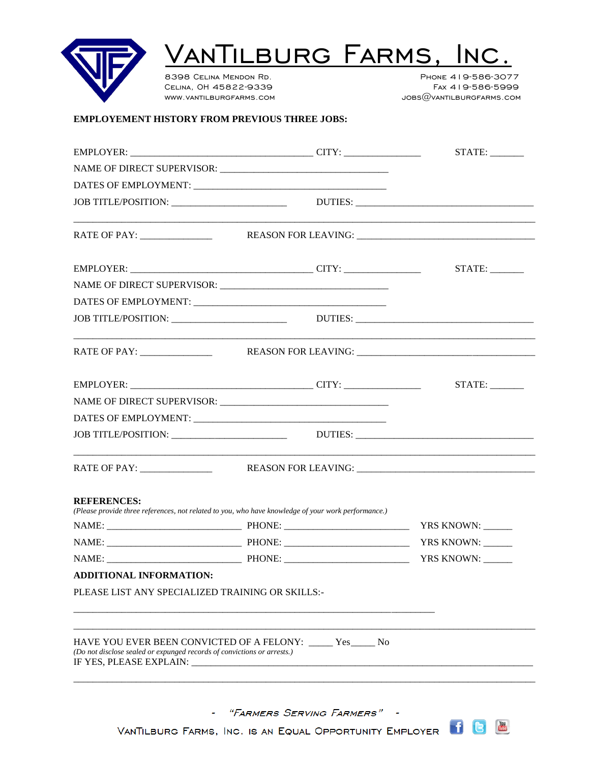# VanTilburg Farms, Inc.

8398 Celina Mendon Rd.
Celina, OH 45822-9339
www.vantilburgfarms.com

Phone 419-586-3077
Fax 419-586-5999
jobs@vantilburgfarms.com

**EMPLOYEMENT HISTORY FROM PREVIOUS THREE JOBS:**

EMPLOYER: ___________________________________ CITY: _______________ STATE: _______

NAME OF DIRECT SUPERVISOR: _________________________________

DATES OF EMPLOYMENT: ______________________________________

JOB TITLE/POSITION: _______________________ DUTIES: ____________________________________

______________________________________________________________________________________

RATE OF PAY: ______________ REASON FOR LEAVING: __________________________________

EMPLOYER: ___________________________________ CITY: _______________ STATE: _______

NAME OF DIRECT SUPERVISOR: _________________________________

DATES OF EMPLOYMENT: ______________________________________

JOB TITLE/POSITION: _______________________ DUTIES: ____________________________________

______________________________________________________________________________________

RATE OF PAY: ______________ REASON FOR LEAVING: __________________________________

EMPLOYER: ___________________________________ CITY: _______________ STATE: _______

NAME OF DIRECT SUPERVISOR: _________________________________

DATES OF EMPLOYMENT: ______________________________________

JOB TITLE/POSITION: _______________________ DUTIES: ____________________________________

______________________________________________________________________________________

RATE OF PAY: ______________ REASON FOR LEAVING: __________________________________

**REFERENCES:**

*(Please provide three references, not related to you, who have knowledge of your work performance.)*

NAME: ___________________________ PHONE: _________________________ YRS KNOWN: ______

NAME: ___________________________ PHONE: _________________________ YRS KNOWN: ______

NAME: ___________________________ PHONE: _________________________ YRS KNOWN: ______

**ADDITIONAL INFORMATION:**

PLEASE LIST ANY SPECIALIZED TRAINING OR SKILLS:-

______________________________________________________________________________

______________________________________________________________________________________

HAVE YOU EVER BEEN CONVICTED OF A FELONY: _____ Yes_____ No

*(Do not disclose sealed or expunged records of convictions or arrests.)*

IF YES, PLEASE EXPLAIN: ______________________________________________________________

______________________________________________________________________________________

- *"Farmers Serving Farmers"* -

VanTilburg Farms, Inc. is an Equal Opportunity Employer